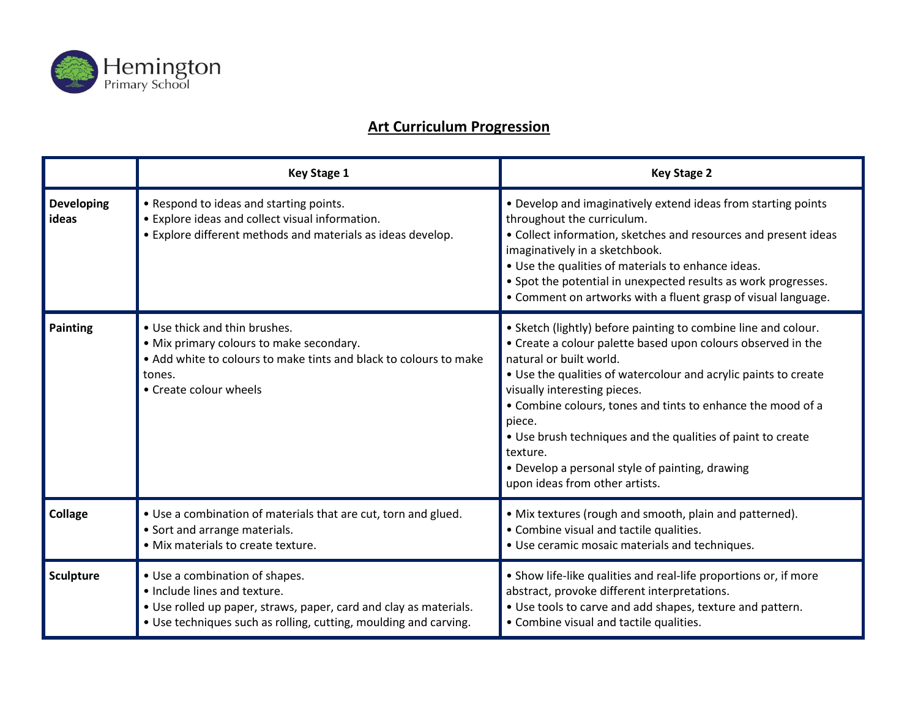Hemington
Primary School

## Art Curriculum Progression

| | Key Stage 1 | Key Stage 2 |
|---|---|---|
| **Developing ideas** | • Respond to ideas and starting points.<br>• Explore ideas and collect visual information.<br>• Explore different methods and materials as ideas develop. | • Develop and imaginatively extend ideas from starting points throughout the curriculum.<br>• Collect information, sketches and resources and present ideas imaginatively in a sketchbook.<br>• Use the qualities of materials to enhance ideas.<br>• Spot the potential in unexpected results as work progresses.<br>• Comment on artworks with a fluent grasp of visual language. |
| **Painting** | • Use thick and thin brushes.<br>• Mix primary colours to make secondary.<br>• Add white to colours to make tints and black to colours to make tones.<br>• Create colour wheels | • Sketch (lightly) before painting to combine line and colour.<br>• Create a colour palette based upon colours observed in the natural or built world.<br>• Use the qualities of watercolour and acrylic paints to create visually interesting pieces.<br>• Combine colours, tones and tints to enhance the mood of a piece.<br>• Use brush techniques and the qualities of paint to create texture.<br>• Develop a personal style of painting, drawing upon ideas from other artists. |
| **Collage** | • Use a combination of materials that are cut, torn and glued.<br>• Sort and arrange materials.<br>• Mix materials to create texture. | • Mix textures (rough and smooth, plain and patterned).<br>• Combine visual and tactile qualities.<br>• Use ceramic mosaic materials and techniques. |
| **Sculpture** | • Use a combination of shapes.<br>• Include lines and texture.<br>• Use rolled up paper, straws, paper, card and clay as materials.<br>• Use techniques such as rolling, cutting, moulding and carving. | • Show life-like qualities and real-life proportions or, if more abstract, provoke different interpretations.<br>• Use tools to carve and add shapes, texture and pattern.<br>• Combine visual and tactile qualities. |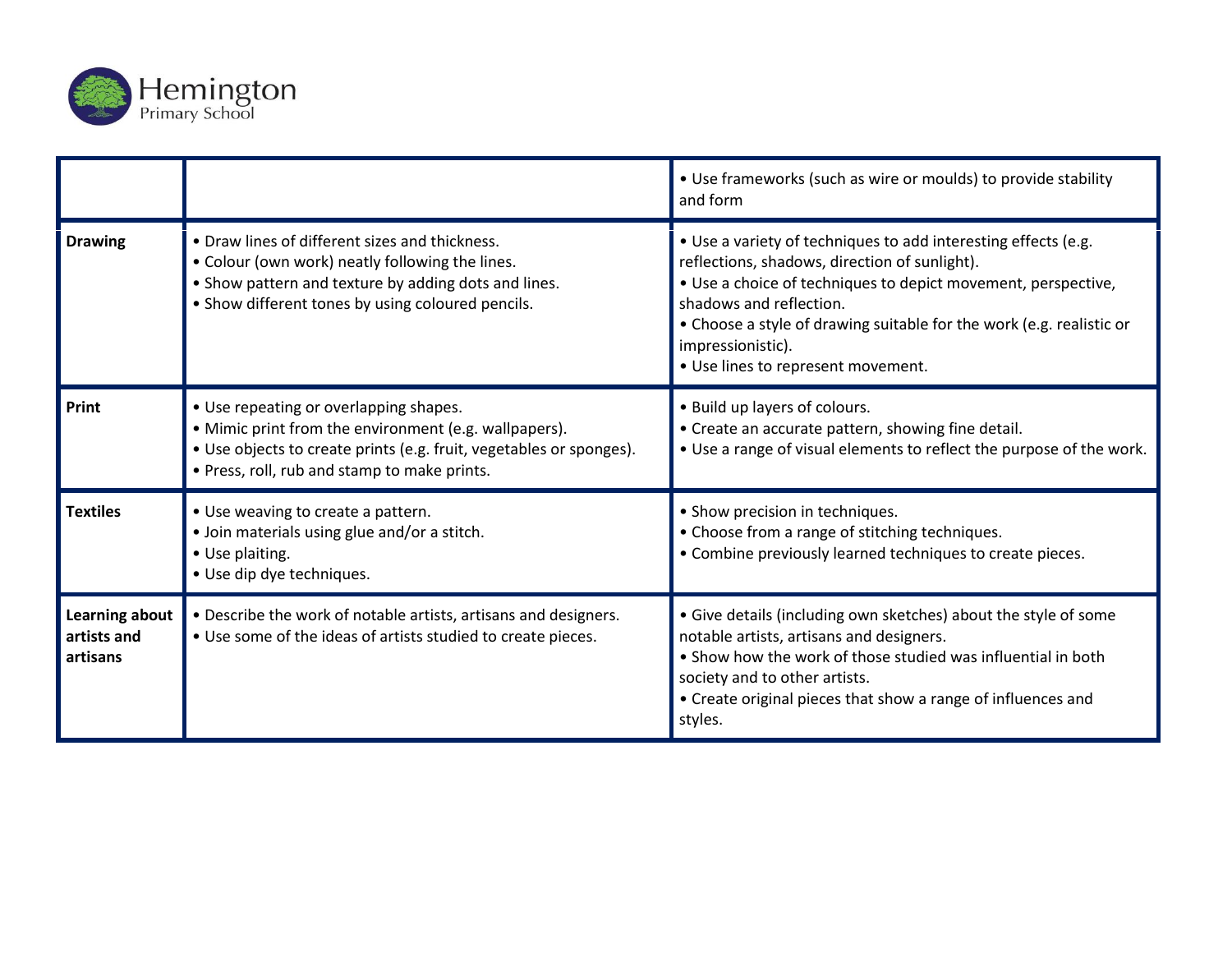| | | |
|---|---|---|
| | | • Use frameworks (such as wire or moulds) to provide stability and form |
| **Drawing** | • Draw lines of different sizes and thickness.<br>• Colour (own work) neatly following the lines.<br>• Show pattern and texture by adding dots and lines.<br>• Show different tones by using coloured pencils. | • Use a variety of techniques to add interesting effects (e.g. reflections, shadows, direction of sunlight).<br>• Use a choice of techniques to depict movement, perspective, shadows and reflection.<br>• Choose a style of drawing suitable for the work (e.g. realistic or impressionistic).<br>• Use lines to represent movement. |
| **Print** | • Use repeating or overlapping shapes.<br>• Mimic print from the environment (e.g. wallpapers).<br>• Use objects to create prints (e.g. fruit, vegetables or sponges).<br>• Press, roll, rub and stamp to make prints. | • Build up layers of colours.<br>• Create an accurate pattern, showing fine detail.<br>• Use a range of visual elements to reflect the purpose of the work. |
| **Textiles** | • Use weaving to create a pattern.<br>• Join materials using glue and/or a stitch.<br>• Use plaiting.<br>• Use dip dye techniques. | • Show precision in techniques.<br>• Choose from a range of stitching techniques.<br>• Combine previously learned techniques to create pieces. |
| **Learning about artists and artisans** | • Describe the work of notable artists, artisans and designers.<br>• Use some of the ideas of artists studied to create pieces. | • Give details (including own sketches) about the style of some notable artists, artisans and designers.<br>• Show how the work of those studied was influential in both society and to other artists.<br>• Create original pieces that show a range of influences and styles. |